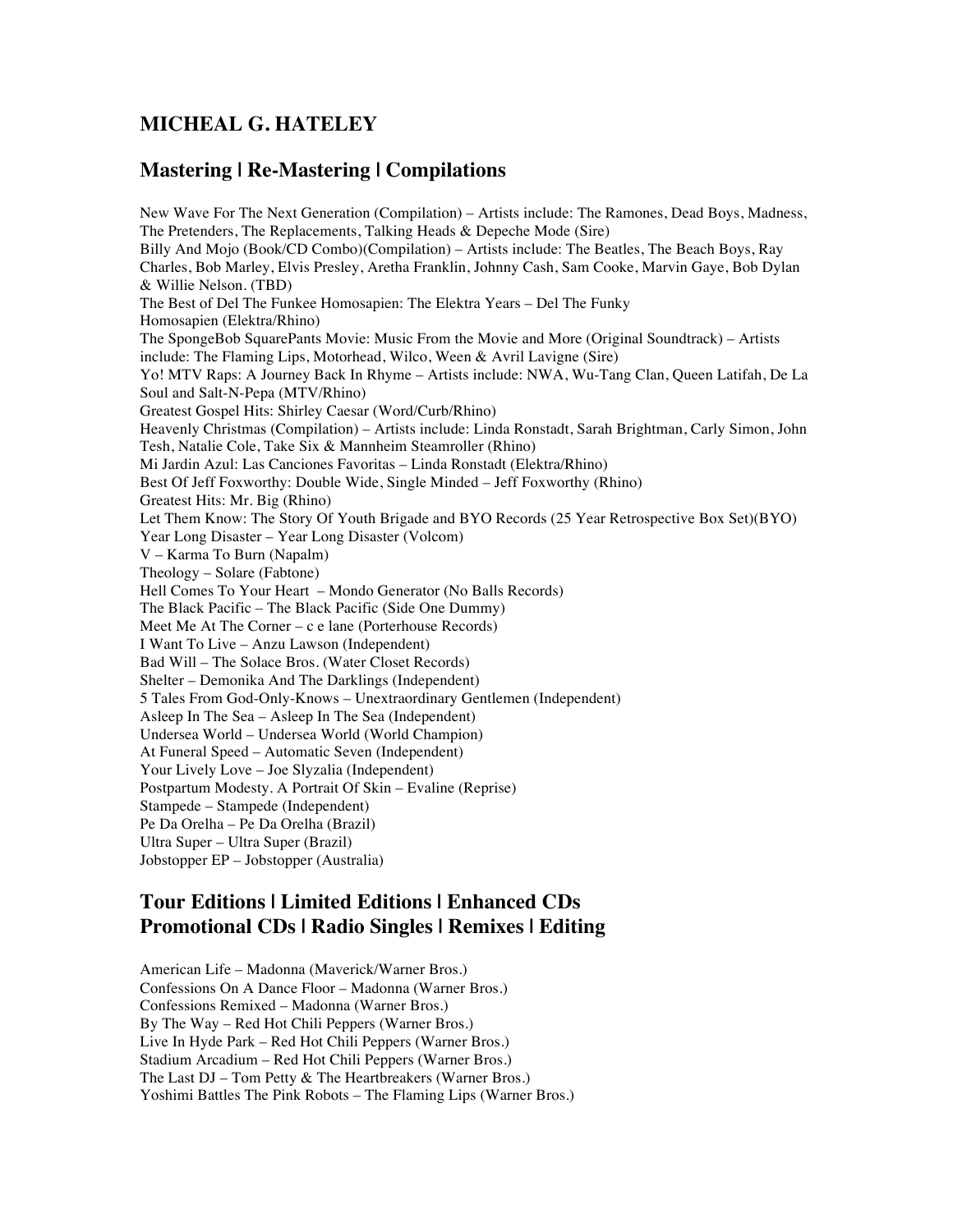# MICHEAL G. HATELEY

## Mastering | Re-Mastering | Compilations

New Wave For The Next Generation (Compilation) – Artists include: The Ramones, Dead Boys, Madness, The Pretenders, The Replacements, Talking Heads & Depeche Mode (Sire)
Billy And Mojo (Book/CD Combo)(Compilation) – Artists include: The Beatles, The Beach Boys, Ray Charles, Bob Marley, Elvis Presley, Aretha Franklin, Johnny Cash, Sam Cooke, Marvin Gaye, Bob Dylan & Willie Nelson. (TBD)
The Best of Del The Funkee Homosapien: The Elektra Years – Del The Funky Homosapien (Elektra/Rhino)
The SpongeBob SquarePants Movie: Music From the Movie and More (Original Soundtrack) – Artists include: The Flaming Lips, Motorhead, Wilco, Ween & Avril Lavigne (Sire)
Yo! MTV Raps: A Journey Back In Rhyme – Artists include: NWA, Wu-Tang Clan, Queen Latifah, De La Soul and Salt-N-Pepa (MTV/Rhino)
Greatest Gospel Hits: Shirley Caesar (Word/Curb/Rhino)
Heavenly Christmas (Compilation) – Artists include: Linda Ronstadt, Sarah Brightman, Carly Simon, John Tesh, Natalie Cole, Take Six & Mannheim Steamroller (Rhino)
Mi Jardin Azul: Las Canciones Favoritas – Linda Ronstadt (Elektra/Rhino)
Best Of Jeff Foxworthy: Double Wide, Single Minded – Jeff Foxworthy (Rhino)
Greatest Hits: Mr. Big (Rhino)
Let Them Know: The Story Of Youth Brigade and BYO Records (25 Year Retrospective Box Set)(BYO)
Year Long Disaster – Year Long Disaster (Volcom)
V – Karma To Burn (Napalm)
Theology – Solare (Fabtone)
Hell Comes To Your Heart – Mondo Generator (No Balls Records)
The Black Pacific – The Black Pacific (Side One Dummy)
Meet Me At The Corner – c e lane (Porterhouse Records)
I Want To Live – Anzu Lawson (Independent)
Bad Will – The Solace Bros. (Water Closet Records)
Shelter – Demonika And The Darklings (Independent)
5 Tales From God-Only-Knows – Unextraordinary Gentlemen (Independent)
Asleep In The Sea – Asleep In The Sea (Independent)
Undersea World – Undersea World (World Champion)
At Funeral Speed – Automatic Seven (Independent)
Your Lively Love – Joe Slyzalia (Independent)
Postpartum Modesty. A Portrait Of Skin – Evaline (Reprise)
Stampede – Stampede (Independent)
Pe Da Orelha – Pe Da Orelha (Brazil)
Ultra Super – Ultra Super (Brazil)
Jobstopper EP – Jobstopper (Australia)

## Tour Editions | Limited Editions | Enhanced CDs
## Promotional CDs | Radio Singles | Remixes | Editing

American Life – Madonna (Maverick/Warner Bros.)
Confessions On A Dance Floor – Madonna (Warner Bros.)
Confessions Remixed – Madonna (Warner Bros.)
By The Way – Red Hot Chili Peppers (Warner Bros.)
Live In Hyde Park – Red Hot Chili Peppers (Warner Bros.)
Stadium Arcadium – Red Hot Chili Peppers (Warner Bros.)
The Last DJ – Tom Petty & The Heartbreakers (Warner Bros.)
Yoshimi Battles The Pink Robots – The Flaming Lips (Warner Bros.)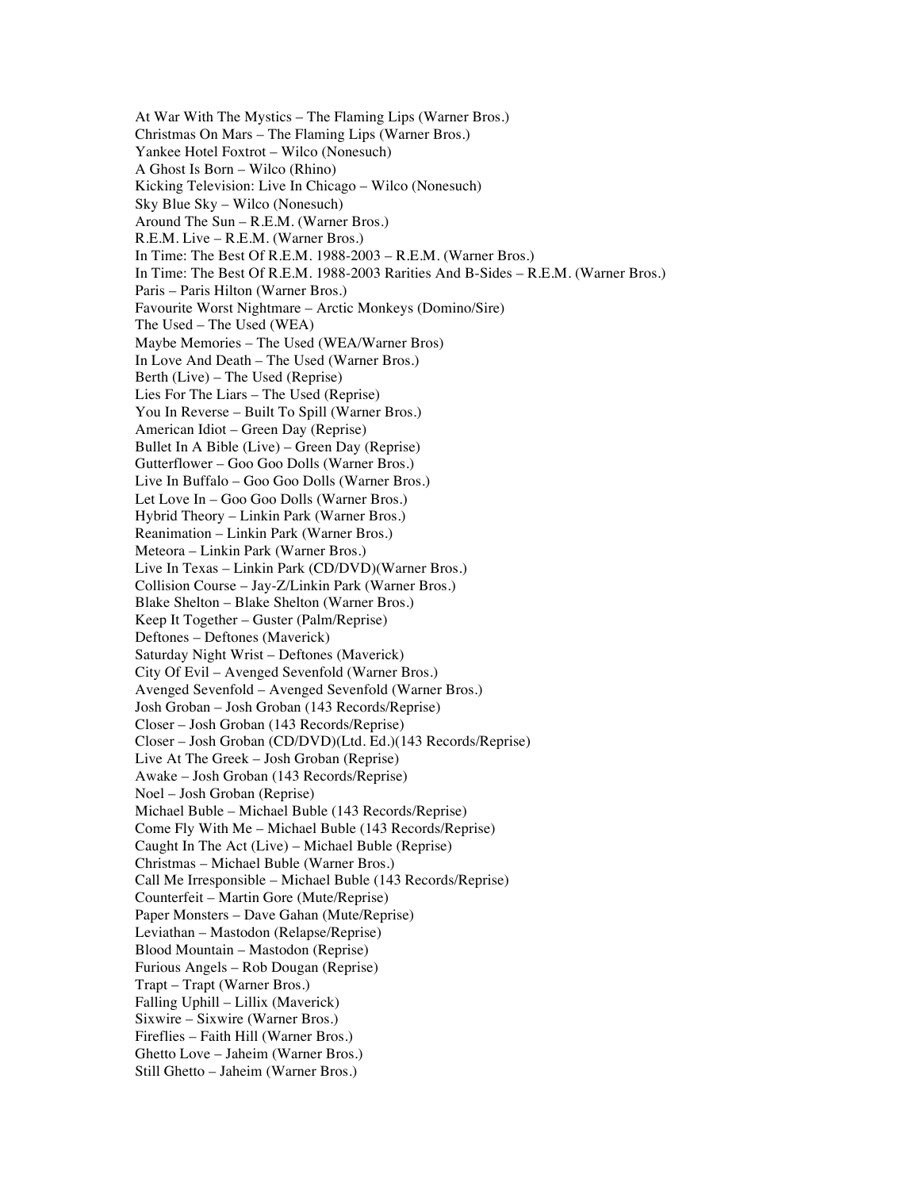At War With The Mystics – The Flaming Lips (Warner Bros.)
Christmas On Mars – The Flaming Lips (Warner Bros.)
Yankee Hotel Foxtrot – Wilco (Nonesuch)
A Ghost Is Born – Wilco (Rhino)
Kicking Television: Live In Chicago – Wilco (Nonesuch)
Sky Blue Sky – Wilco (Nonesuch)
Around The Sun – R.E.M. (Warner Bros.)
R.E.M. Live – R.E.M. (Warner Bros.)
In Time: The Best Of R.E.M. 1988-2003 – R.E.M. (Warner Bros.)
In Time: The Best Of R.E.M. 1988-2003 Rarities And B-Sides – R.E.M. (Warner Bros.)
Paris – Paris Hilton (Warner Bros.)
Favourite Worst Nightmare – Arctic Monkeys (Domino/Sire)
The Used – The Used (WEA)
Maybe Memories – The Used (WEA/Warner Bros)
In Love And Death – The Used (Warner Bros.)
Berth (Live) – The Used (Reprise)
Lies For The Liars – The Used (Reprise)
You In Reverse – Built To Spill (Warner Bros.)
American Idiot – Green Day (Reprise)
Bullet In A Bible (Live) – Green Day (Reprise)
Gutterflower – Goo Goo Dolls (Warner Bros.)
Live In Buffalo – Goo Goo Dolls (Warner Bros.)
Let Love In – Goo Goo Dolls (Warner Bros.)
Hybrid Theory – Linkin Park (Warner Bros.)
Reanimation – Linkin Park (Warner Bros.)
Meteora – Linkin Park (Warner Bros.)
Live In Texas – Linkin Park (CD/DVD)(Warner Bros.)
Collision Course – Jay-Z/Linkin Park (Warner Bros.)
Blake Shelton – Blake Shelton (Warner Bros.)
Keep It Together – Guster (Palm/Reprise)
Deftones – Deftones (Maverick)
Saturday Night Wrist – Deftones (Maverick)
City Of Evil – Avenged Sevenfold (Warner Bros.)
Avenged Sevenfold – Avenged Sevenfold (Warner Bros.)
Josh Groban – Josh Groban (143 Records/Reprise)
Closer – Josh Groban (143 Records/Reprise)
Closer – Josh Groban (CD/DVD)(Ltd. Ed.)(143 Records/Reprise)
Live At The Greek – Josh Groban (Reprise)
Awake – Josh Groban (143 Records/Reprise)
Noel – Josh Groban (Reprise)
Michael Buble – Michael Buble (143 Records/Reprise)
Come Fly With Me – Michael Buble (143 Records/Reprise)
Caught In The Act (Live) – Michael Buble (Reprise)
Christmas – Michael Buble (Warner Bros.)
Call Me Irresponsible – Michael Buble (143 Records/Reprise)
Counterfeit – Martin Gore (Mute/Reprise)
Paper Monsters – Dave Gahan (Mute/Reprise)
Leviathan – Mastodon (Relapse/Reprise)
Blood Mountain – Mastodon (Reprise)
Furious Angels – Rob Dougan (Reprise)
Trapt – Trapt (Warner Bros.)
Falling Uphill – Lillix (Maverick)
Sixwire – Sixwire (Warner Bros.)
Fireflies – Faith Hill (Warner Bros.)
Ghetto Love – Jaheim (Warner Bros.)
Still Ghetto – Jaheim (Warner Bros.)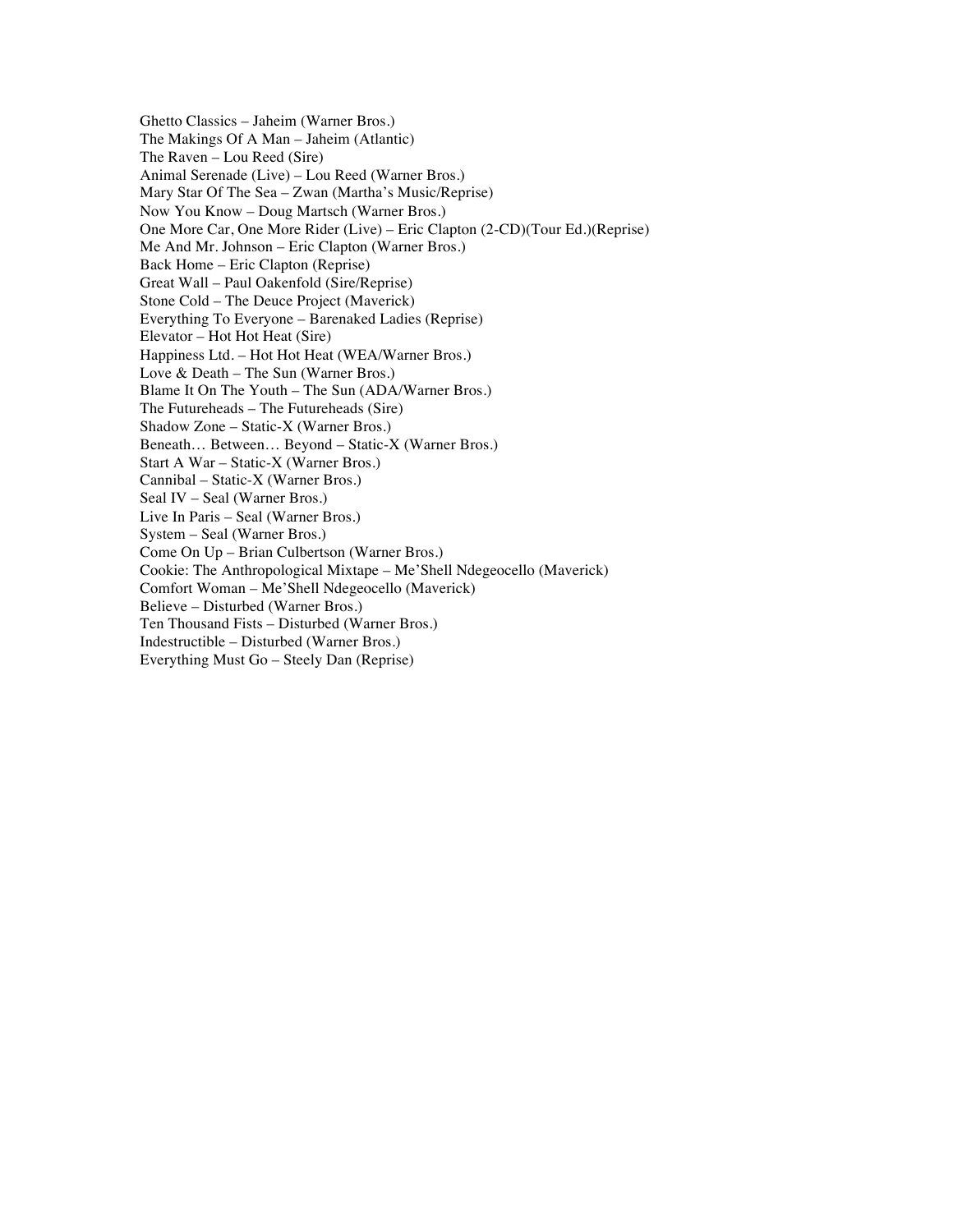Ghetto Classics – Jaheim (Warner Bros.)
The Makings Of A Man – Jaheim (Atlantic)
The Raven – Lou Reed (Sire)
Animal Serenade (Live) – Lou Reed (Warner Bros.)
Mary Star Of The Sea – Zwan (Martha's Music/Reprise)
Now You Know – Doug Martsch (Warner Bros.)
One More Car, One More Rider (Live) – Eric Clapton (2-CD)(Tour Ed.)(Reprise)
Me And Mr. Johnson – Eric Clapton (Warner Bros.)
Back Home – Eric Clapton (Reprise)
Great Wall – Paul Oakenfold (Sire/Reprise)
Stone Cold – The Deuce Project (Maverick)
Everything To Everyone – Barenaked Ladies (Reprise)
Elevator – Hot Hot Heat (Sire)
Happiness Ltd. – Hot Hot Heat (WEA/Warner Bros.)
Love & Death – The Sun (Warner Bros.)
Blame It On The Youth – The Sun (ADA/Warner Bros.)
The Futureheads – The Futureheads (Sire)
Shadow Zone – Static-X (Warner Bros.)
Beneath… Between… Beyond – Static-X (Warner Bros.)
Start A War – Static-X (Warner Bros.)
Cannibal – Static-X (Warner Bros.)
Seal IV – Seal (Warner Bros.)
Live In Paris – Seal (Warner Bros.)
System – Seal (Warner Bros.)
Come On Up – Brian Culbertson (Warner Bros.)
Cookie: The Anthropological Mixtape – Me'Shell Ndegeocello (Maverick)
Comfort Woman – Me'Shell Ndegeocello (Maverick)
Believe – Disturbed (Warner Bros.)
Ten Thousand Fists – Disturbed (Warner Bros.)
Indestructible – Disturbed (Warner Bros.)
Everything Must Go – Steely Dan (Reprise)